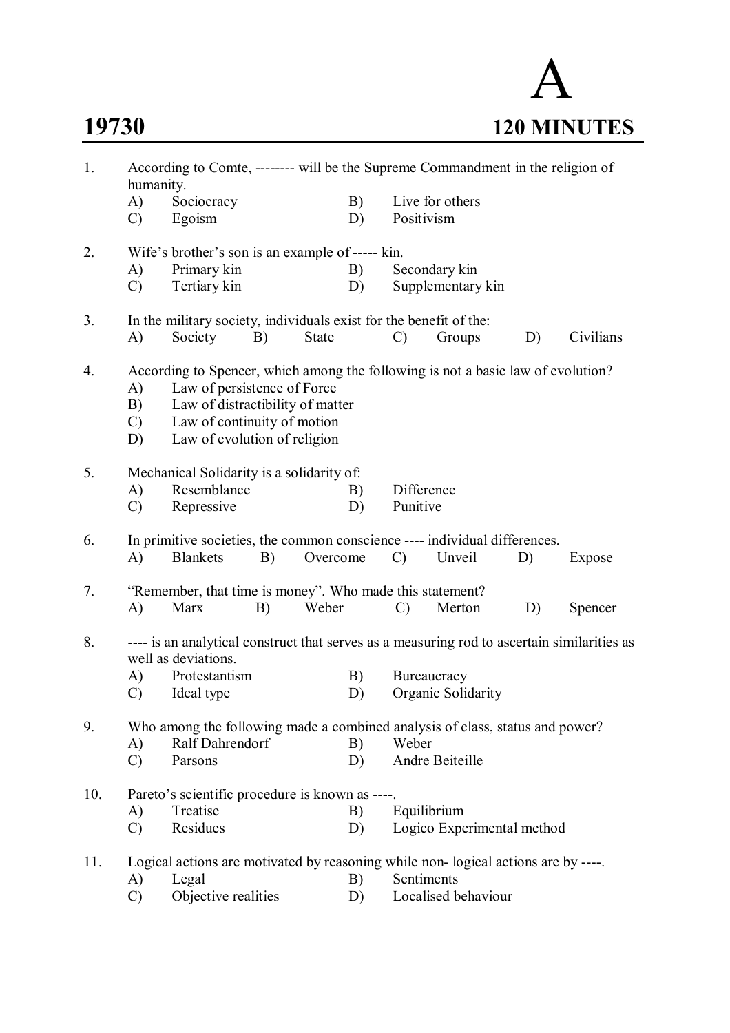# A

**19730** **120 MINUTES**

1. According to Comte, -------- will be the Supreme Commandment in the religion of humanity.
   - A) Sociocracy
   - B) Live for others
   - C) Egoism
   - D) Positivism

2. Wife's brother's son is an example of ----- kin.
   - A) Primary kin
   - B) Secondary kin
   - C) Tertiary kin
   - D) Supplementary kin

3. In the military society, individuals exist for the benefit of the:
   - A) Society
   - B) State
   - C) Groups
   - D) Civilians

4. According to Spencer, which among the following is not a basic law of evolution?
   - A) Law of persistence of Force
   - B) Law of distractibility of matter
   - C) Law of continuity of motion
   - D) Law of evolution of religion

5. Mechanical Solidarity is a solidarity of:
   - A) Resemblance
   - B) Difference
   - C) Repressive
   - D) Punitive

6. In primitive societies, the common conscience ---- individual differences.
   - A) Blankets
   - B) Overcome
   - C) Unveil
   - D) Expose

7. "Remember, that time is money". Who made this statement?
   - A) Marx
   - B) Weber
   - C) Merton
   - D) Spencer

8. ---- is an analytical construct that serves as a measuring rod to ascertain similarities as well as deviations.
   - A) Protestantism
   - B) Bureaucracy
   - C) Ideal type
   - D) Organic Solidarity

9. Who among the following made a combined analysis of class, status and power?
   - A) Ralf Dahrendorf
   - B) Weber
   - C) Parsons
   - D) Andre Beiteille

10. Pareto's scientific procedure is known as ----.
    - A) Treatise
    - B) Equilibrium
    - C) Residues
    - D) Logico Experimental method

11. Logical actions are motivated by reasoning while non- logical actions are by ----.
    - A) Legal
    - B) Sentiments
    - C) Objective realities
    - D) Localised behaviour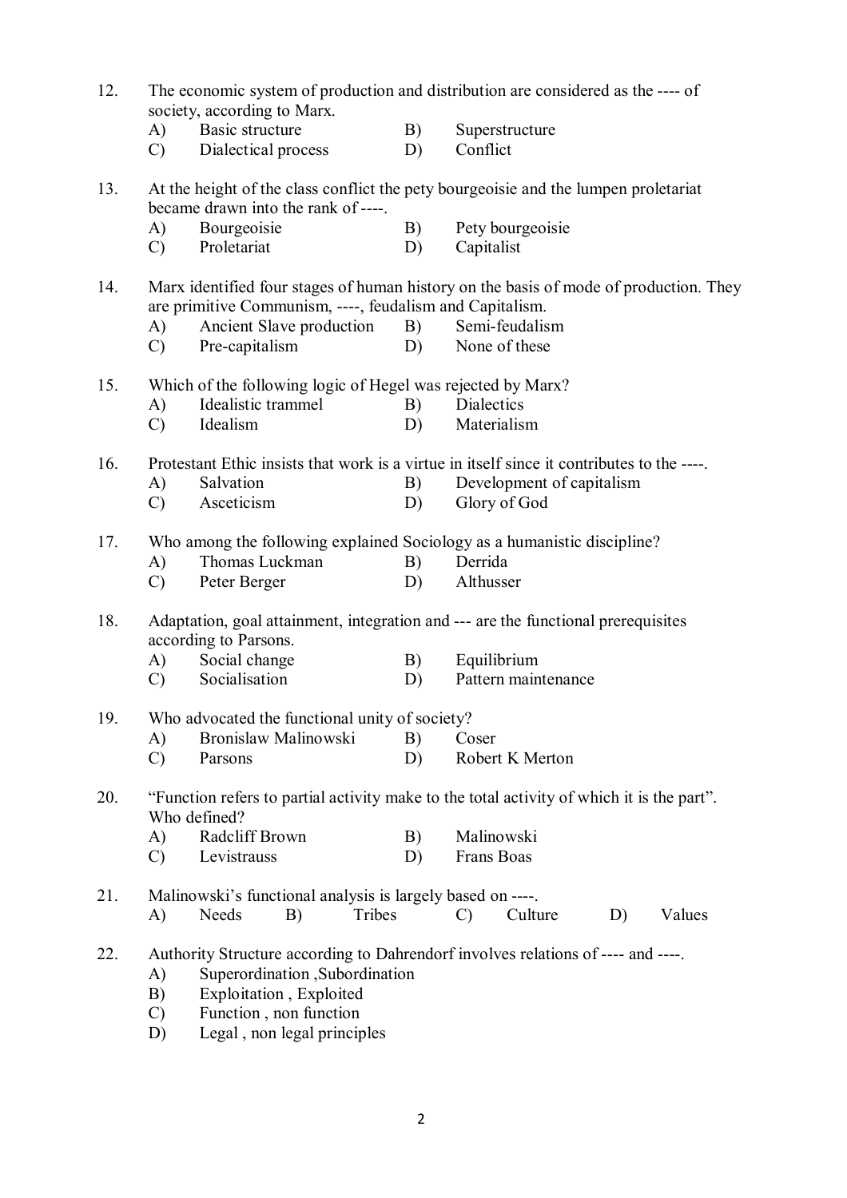12. The economic system of production and distribution are considered as the ---- of society, according to Marx.
    A) Basic structure
    B) Superstructure
    C) Dialectical process
    D) Conflict

13. At the height of the class conflict the pety bourgeoisie and the lumpen proletariat became drawn into the rank of ----.
    A) Bourgeoisie
    B) Pety bourgeoisie
    C) Proletariat
    D) Capitalist

14. Marx identified four stages of human history on the basis of mode of production. They are primitive Communism, ----, feudalism and Capitalism.
    A) Ancient Slave production
    B) Semi-feudalism
    C) Pre-capitalism
    D) None of these

15. Which of the following logic of Hegel was rejected by Marx?
    A) Idealistic trammel
    B) Dialectics
    C) Idealism
    D) Materialism

16. Protestant Ethic insists that work is a virtue in itself since it contributes to the ----.
    A) Salvation
    B) Development of capitalism
    C) Asceticism
    D) Glory of God

17. Who among the following explained Sociology as a humanistic discipline?
    A) Thomas Luckman
    B) Derrida
    C) Peter Berger
    D) Althusser

18. Adaptation, goal attainment, integration and --- are the functional prerequisites according to Parsons.
    A) Social change
    B) Equilibrium
    C) Socialisation
    D) Pattern maintenance

19. Who advocated the functional unity of society?
    A) Bronislaw Malinowski
    B) Coser
    C) Parsons
    D) Robert K Merton

20. "Function refers to partial activity make to the total activity of which it is the part". Who defined?
    A) Radcliff Brown
    B) Malinowski
    C) Levistrauss
    D) Frans Boas

21. Malinowski's functional analysis is largely based on ----.
    A) Needs
    B) Tribes
    C) Culture
    D) Values

22. Authority Structure according to Dahrendorf involves relations of ---- and ----.
    A) Superordination ,Subordination
    B) Exploitation , Exploited
    C) Function , non function
    D) Legal , non legal principles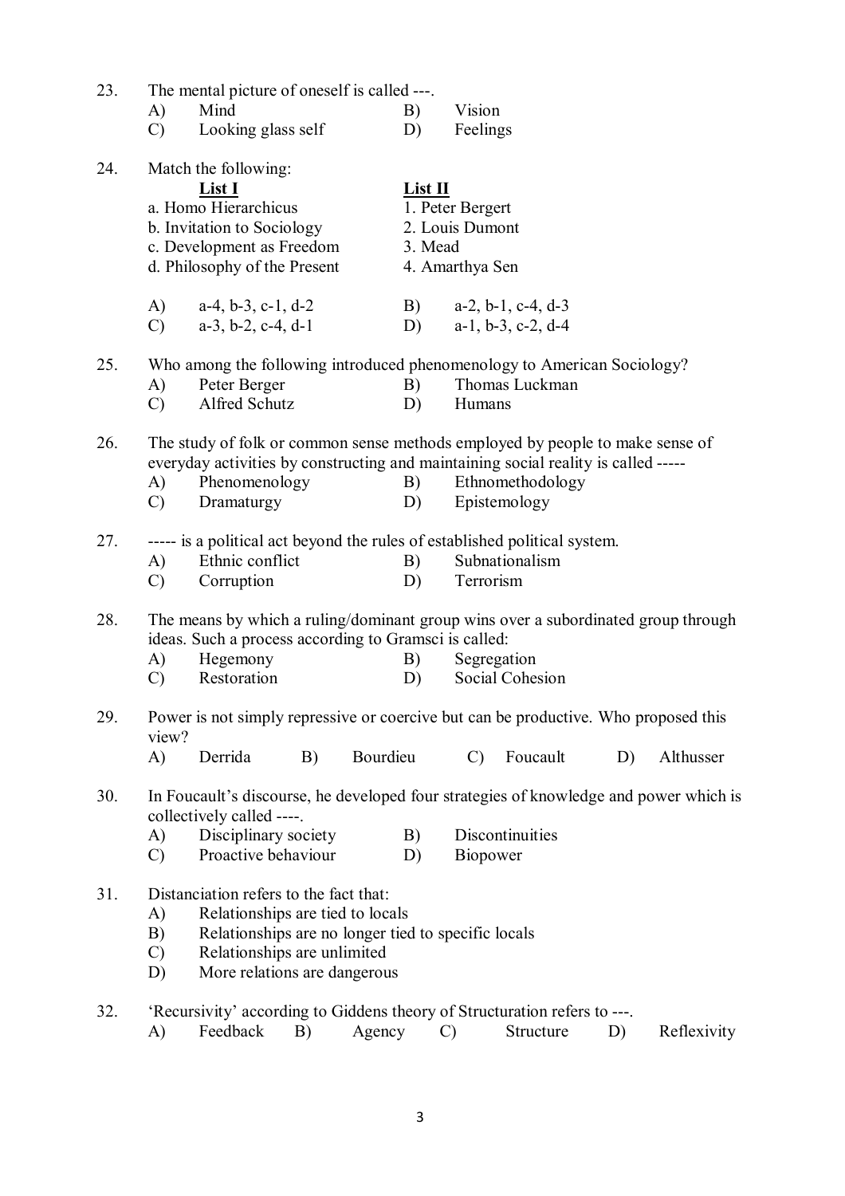23. The mental picture of oneself is called ---.

A) Mind B) Vision
C) Looking glass self D) Feelings

24. Match the following:

| List I | List II |
|---|---|
| a. Homo Hierarchicus | 1. Peter Bergert |
| b. Invitation to Sociology | 2. Louis Dumont |
| c. Development as Freedom | 3. Mead |
| d. Philosophy of the Present | 4. Amarthya Sen |

A) a-4, b-3, c-1, d-2 B) a-2, b-1, c-4, d-3
C) a-3, b-2, c-4, d-1 D) a-1, b-3, c-2, d-4

25. Who among the following introduced phenomenology to American Sociology?

A) Peter Berger B) Thomas Luckman
C) Alfred Schutz D) Humans

26. The study of folk or common sense methods employed by people to make sense of everyday activities by constructing and maintaining social reality is called -----

A) Phenomenology B) Ethnomethodology
C) Dramaturgy D) Epistemology

27. ----- is a political act beyond the rules of established political system.

A) Ethnic conflict B) Subnationalism
C) Corruption D) Terrorism

28. The means by which a ruling/dominant group wins over a subordinated group through ideas. Such a process according to Gramsci is called:

A) Hegemony B) Segregation
C) Restoration D) Social Cohesion

29. Power is not simply repressive or coercive but can be productive. Who proposed this view?

A) Derrida B) Bourdieu C) Foucault D) Althusser

30. In Foucault's discourse, he developed four strategies of knowledge and power which is collectively called ----.

A) Disciplinary society B) Discontinuities
C) Proactive behaviour D) Biopower

31. Distanciation refers to the fact that:

A) Relationships are tied to locals
B) Relationships are no longer tied to specific locals
C) Relationships are unlimited
D) More relations are dangerous

32. 'Recursivity' according to Giddens theory of Structuration refers to ---.

A) Feedback B) Agency C) Structure D) Reflexivity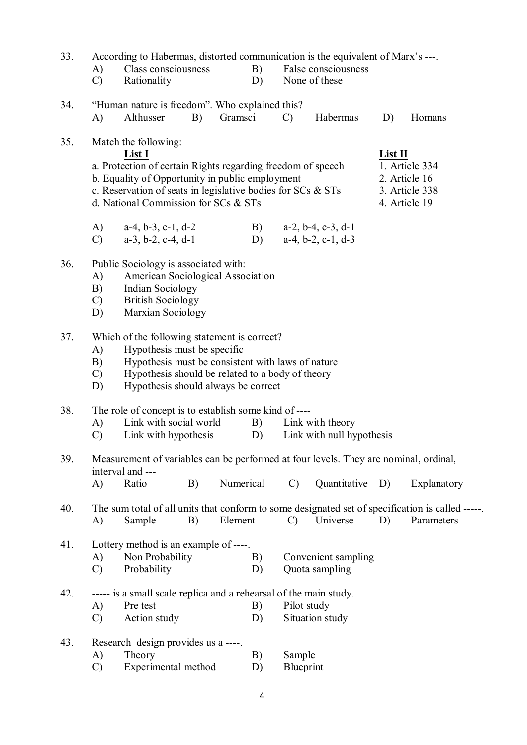33. According to Habermas, distorted communication is the equivalent of Marx's ---.

    A) Class consciousness
    B) False consciousness
    C) Rationality
    D) None of these

34. "Human nature is freedom". Who explained this?

    A) Althusser
    B) Gramsci
    C) Habermas
    D) Homans

35. Match the following:

| List I | List II |
|---|---|
| a. Protection of certain Rights regarding freedom of speech | 1. Article 334 |
| b. Equality of Opportunity in public employment | 2. Article 16 |
| c. Reservation of seats in legislative bodies for SCs & STs | 3. Article 338 |
| d. National Commission for SCs & STs | 4. Article 19 |

    A) a-4, b-3, c-1, d-2
    B) a-2, b-4, c-3, d-1
    C) a-3, b-2, c-4, d-1
    D) a-4, b-2, c-1, d-3

36. Public Sociology is associated with:

    A) American Sociological Association
    B) Indian Sociology
    C) British Sociology
    D) Marxian Sociology

37. Which of the following statement is correct?

    A) Hypothesis must be specific
    B) Hypothesis must be consistent with laws of nature
    C) Hypothesis should be related to a body of theory
    D) Hypothesis should always be correct

38. The role of concept is to establish some kind of ----

    A) Link with social world
    B) Link with theory
    C) Link with hypothesis
    D) Link with null hypothesis

39. Measurement of variables can be performed at four levels. They are nominal, ordinal, interval and ---

    A) Ratio
    B) Numerical
    C) Quantitative
    D) Explanatory

40. The sum total of all units that conform to some designated set of specification is called -----.

    A) Sample
    B) Element
    C) Universe
    D) Parameters

41. Lottery method is an example of ----.

    A) Non Probability
    B) Convenient sampling
    C) Probability
    D) Quota sampling

42. ----- is a small scale replica and a rehearsal of the main study.

    A) Pre test
    B) Pilot study
    C) Action study
    D) Situation study

43. Research design provides us a ----.

    A) Theory
    B) Sample
    C) Experimental method
    D) Blueprint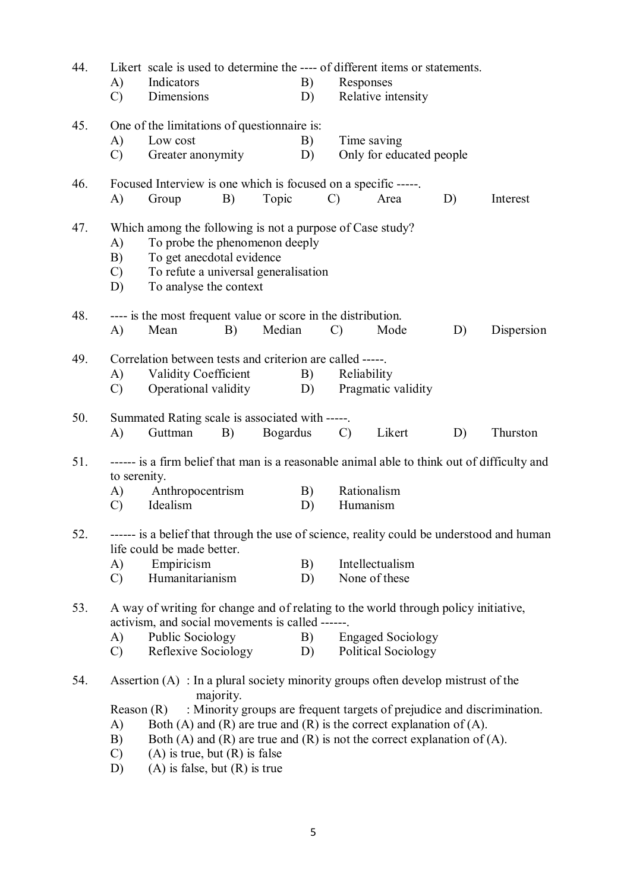44. Likert scale is used to determine the ---- of different items or statements.
    A) Indicators
    B) Responses
    C) Dimensions
    D) Relative intensity

45. One of the limitations of questionnaire is:
    A) Low cost
    B) Time saving
    C) Greater anonymity
    D) Only for educated people

46. Focused Interview is one which is focused on a specific -----.
    A) Group
    B) Topic
    C) Area
    D) Interest

47. Which among the following is not a purpose of Case study?
    A) To probe the phenomenon deeply
    B) To get anecdotal evidence
    C) To refute a universal generalisation
    D) To analyse the context

48. ---- is the most frequent value or score in the distribution.
    A) Mean
    B) Median
    C) Mode
    D) Dispersion

49. Correlation between tests and criterion are called -----.
    A) Validity Coefficient
    B) Reliability
    C) Operational validity
    D) Pragmatic validity

50. Summated Rating scale is associated with -----.
    A) Guttman
    B) Bogardus
    C) Likert
    D) Thurston

51. ------ is a firm belief that man is a reasonable animal able to think out of difficulty and to serenity.
    A) Anthropocentrism
    B) Rationalism
    C) Idealism
    D) Humanism

52. ------ is a belief that through the use of science, reality could be understood and human life could be made better.
    A) Empiricism
    B) Intellectualism
    C) Humanitarianism
    D) None of these

53. A way of writing for change and of relating to the world through policy initiative, activism, and social movements is called ------.
    A) Public Sociology
    B) Engaged Sociology
    C) Reflexive Sociology
    D) Political Sociology

54. Assertion (A) : In a plural society minority groups often develop mistrust of the majority.
    Reason (R) : Minority groups are frequent targets of prejudice and discrimination.
    A) Both (A) and (R) are true and (R) is the correct explanation of (A).
    B) Both (A) and (R) are true and (R) is not the correct explanation of (A).
    C) (A) is true, but (R) is false
    D) (A) is false, but (R) is true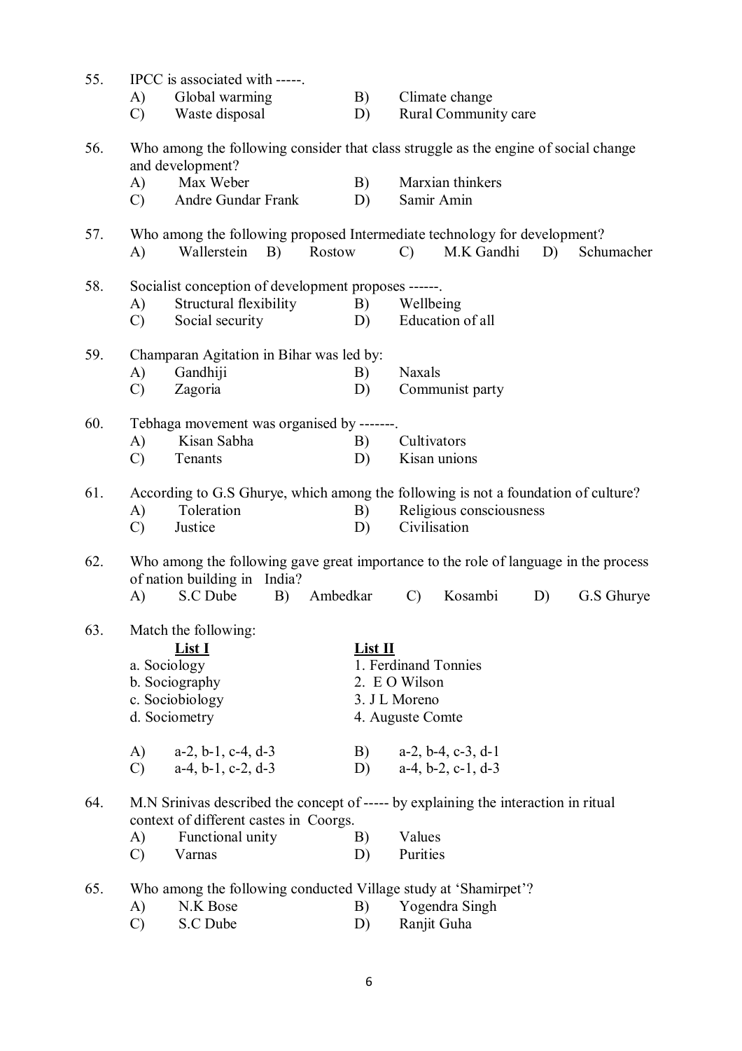55. IPCC is associated with -----.

    A) Global warming  B) Climate change
    C) Waste disposal  D) Rural Community care

56. Who among the following consider that class struggle as the engine of social change and development?

    A) Max Weber  B) Marxian thinkers
    C) Andre Gundar Frank  D) Samir Amin

57. Who among the following proposed Intermediate technology for development?

    A) Wallerstein  B) Rostow  C) M.K Gandhi  D) Schumacher

58. Socialist conception of development proposes ------.

    A) Structural flexibility  B) Wellbeing
    C) Social security  D) Education of all

59. Champaran Agitation in Bihar was led by:

    A) Gandhiji  B) Naxals
    C) Zagoria  D) Communist party

60. Tebhaga movement was organised by -------.

    A) Kisan Sabha  B) Cultivators
    C) Tenants  D) Kisan unions

61. According to G.S Ghurye, which among the following is not a foundation of culture?

    A) Toleration  B) Religious consciousness
    C) Justice  D) Civilisation

62. Who among the following gave great importance to the role of language in the process of nation building in India?

    A) S.C Dube  B) Ambedkar  C) Kosambi  D) G.S Ghurye

63. Match the following:

| List I | List II |
|---|---|
| a. Sociology | 1. Ferdinand Tonnies |
| b. Sociography | 2. E O Wilson |
| c. Sociobiology | 3. J L Moreno |
| d. Sociometry | 4. Auguste Comte |

    A) a-2, b-1, c-4, d-3  B) a-2, b-4, c-3, d-1
    C) a-4, b-1, c-2, d-3  D) a-4, b-2, c-1, d-3

64. M.N Srinivas described the concept of ----- by explaining the interaction in ritual context of different castes in Coorgs.

    A) Functional unity  B) Values
    C) Varnas  D) Purities

65. Who among the following conducted Village study at 'Shamirpet'?

    A) N.K Bose  B) Yogendra Singh
    C) S.C Dube  D) Ranjit Guha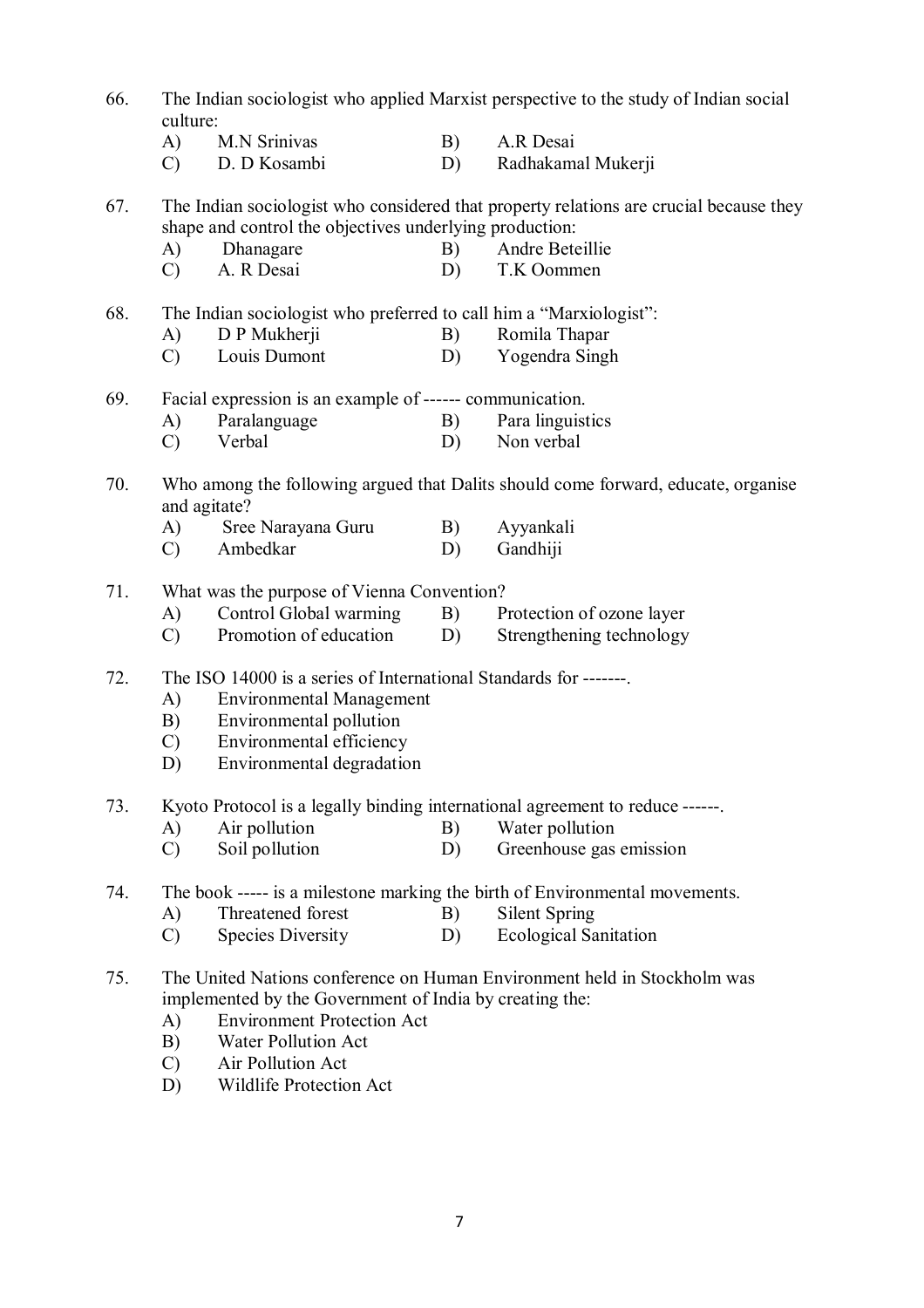66. The Indian sociologist who applied Marxist perspective to the study of Indian social culture:
    A) M.N Srinivas
    B) A.R Desai
    C) D. D Kosambi
    D) Radhakamal Mukerji

67. The Indian sociologist who considered that property relations are crucial because they shape and control the objectives underlying production:
    A) Dhanagare
    B) Andre Beteillie
    C) A. R Desai
    D) T.K Oommen

68. The Indian sociologist who preferred to call him a "Marxiologist":
    A) D P Mukherji
    B) Romila Thapar
    C) Louis Dumont
    D) Yogendra Singh

69. Facial expression is an example of ------ communication.
    A) Paralanguage
    B) Para linguistics
    C) Verbal
    D) Non verbal

70. Who among the following argued that Dalits should come forward, educate, organise and agitate?
    A) Sree Narayana Guru
    B) Ayyankali
    C) Ambedkar
    D) Gandhiji

71. What was the purpose of Vienna Convention?
    A) Control Global warming
    B) Protection of ozone layer
    C) Promotion of education
    D) Strengthening technology

72. The ISO 14000 is a series of International Standards for -------.
    A) Environmental Management
    B) Environmental pollution
    C) Environmental efficiency
    D) Environmental degradation

73. Kyoto Protocol is a legally binding international agreement to reduce ------.
    A) Air pollution
    B) Water pollution
    C) Soil pollution
    D) Greenhouse gas emission

74. The book ----- is a milestone marking the birth of Environmental movements.
    A) Threatened forest
    B) Silent Spring
    C) Species Diversity
    D) Ecological Sanitation

75. The United Nations conference on Human Environment held in Stockholm was implemented by the Government of India by creating the:
    A) Environment Protection Act
    B) Water Pollution Act
    C) Air Pollution Act
    D) Wildlife Protection Act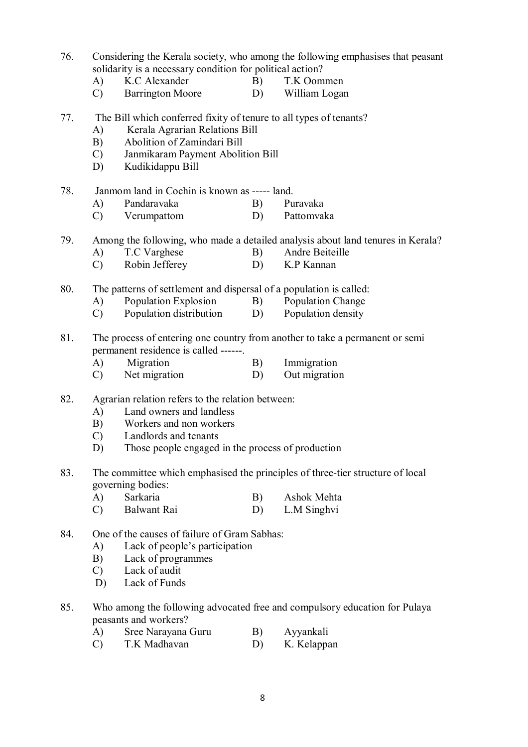76. Considering the Kerala society, who among the following emphasises that peasant solidarity is a necessary condition for political action?
    - A) K.C Alexander
    - B) T.K Oommen
    - C) Barrington Moore
    - D) William Logan

77. The Bill which conferred fixity of tenure to all types of tenants?
    - A) Kerala Agrarian Relations Bill
    - B) Abolition of Zamindari Bill
    - C) Janmikaram Payment Abolition Bill
    - D) Kudikidappu Bill

78. Janmom land in Cochin is known as ----- land.
    - A) Pandaravaka
    - B) Puravaka
    - C) Verumpattom
    - D) Pattomvaka

79. Among the following, who made a detailed analysis about land tenures in Kerala?
    - A) T.C Varghese
    - B) Andre Beiteille
    - C) Robin Jefferey
    - D) K.P Kannan

80. The patterns of settlement and dispersal of a population is called:
    - A) Population Explosion
    - B) Population Change
    - C) Population distribution
    - D) Population density

81. The process of entering one country from another to take a permanent or semi permanent residence is called ------.
    - A) Migration
    - B) Immigration
    - C) Net migration
    - D) Out migration

82. Agrarian relation refers to the relation between:
    - A) Land owners and landless
    - B) Workers and non workers
    - C) Landlords and tenants
    - D) Those people engaged in the process of production

83. The committee which emphasised the principles of three-tier structure of local governing bodies:
    - A) Sarkaria
    - B) Ashok Mehta
    - C) Balwant Rai
    - D) L.M Singhvi

84. One of the causes of failure of Gram Sabhas:
    - A) Lack of people's participation
    - B) Lack of programmes
    - C) Lack of audit
    - D) Lack of Funds

85. Who among the following advocated free and compulsory education for Pulaya peasants and workers?
    - A) Sree Narayana Guru
    - B) Ayyankali
    - C) T.K Madhavan
    - D) K. Kelappan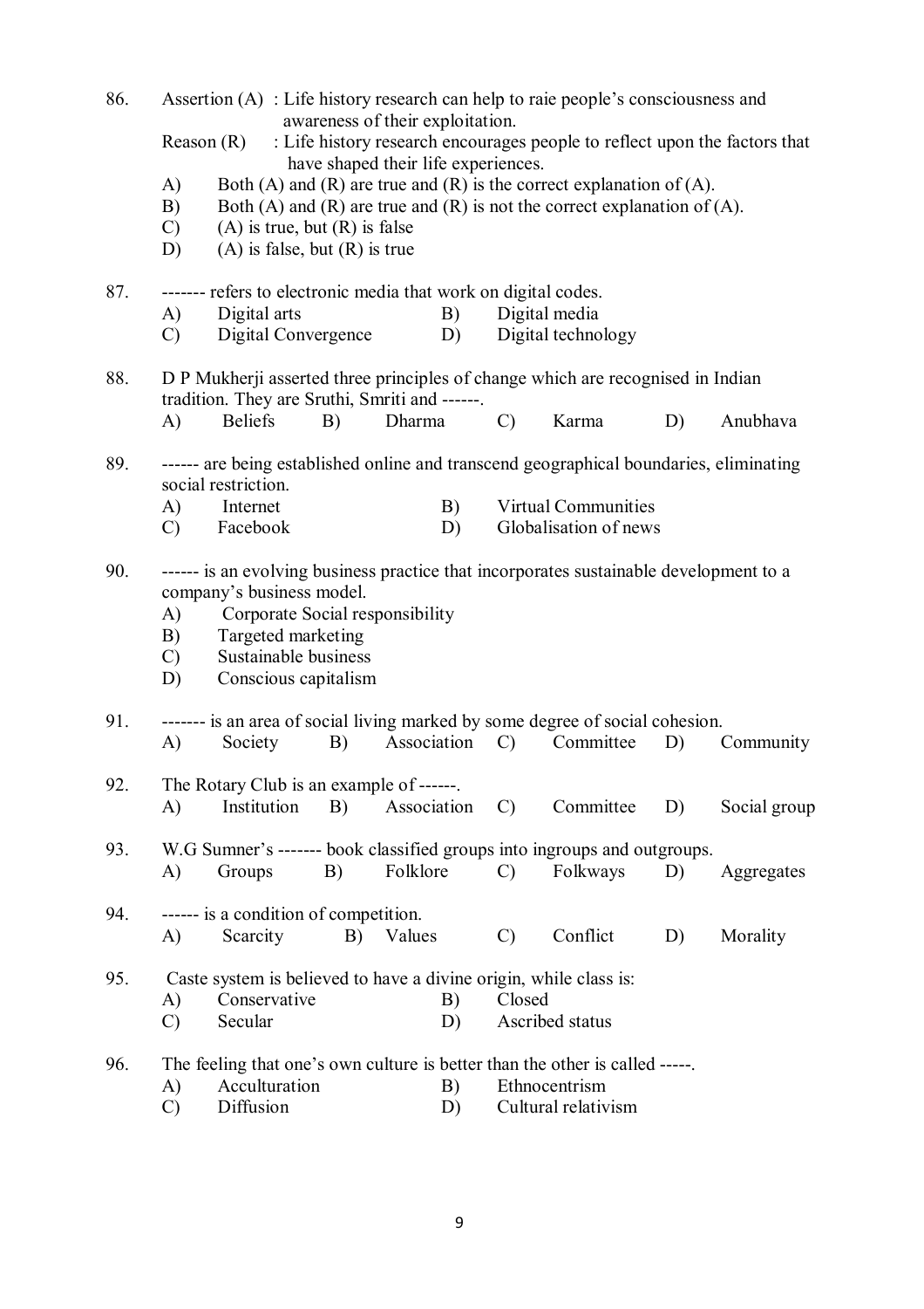86. Assertion (A) : Life history research can help to raie people's consciousness and awareness of their exploitation.

    Reason (R) : Life history research encourages people to reflect upon the factors that have shaped their life experiences.

    A) Both (A) and (R) are true and (R) is the correct explanation of (A).
    B) Both (A) and (R) are true and (R) is not the correct explanation of (A).
    C) (A) is true, but (R) is false
    D) (A) is false, but (R) is true

87. ------- refers to electronic media that work on digital codes.

    A) Digital arts
    B) Digital media
    C) Digital Convergence
    D) Digital technology

88. D P Mukherji asserted three principles of change which are recognised in Indian tradition. They are Sruthi, Smriti and ------.

    A) Beliefs
    B) Dharma
    C) Karma
    D) Anubhava

89. ------ are being established online and transcend geographical boundaries, eliminating social restriction.

    A) Internet
    B) Virtual Communities
    C) Facebook
    D) Globalisation of news

90. ------ is an evolving business practice that incorporates sustainable development to a company's business model.

    A) Corporate Social responsibility
    B) Targeted marketing
    C) Sustainable business
    D) Conscious capitalism

91. ------- is an area of social living marked by some degree of social cohesion.

    A) Society
    B) Association
    C) Committee
    D) Community

92. The Rotary Club is an example of ------.

    A) Institution
    B) Association
    C) Committee
    D) Social group

93. W.G Sumner's ------- book classified groups into ingroups and outgroups.

    A) Groups
    B) Folklore
    C) Folkways
    D) Aggregates

94. ------ is a condition of competition.

    A) Scarcity
    B) Values
    C) Conflict
    D) Morality

95. Caste system is believed to have a divine origin, while class is:

    A) Conservative
    B) Closed
    C) Secular
    D) Ascribed status

96. The feeling that one's own culture is better than the other is called -----.

    A) Acculturation
    B) Ethnocentrism
    C) Diffusion
    D) Cultural relativism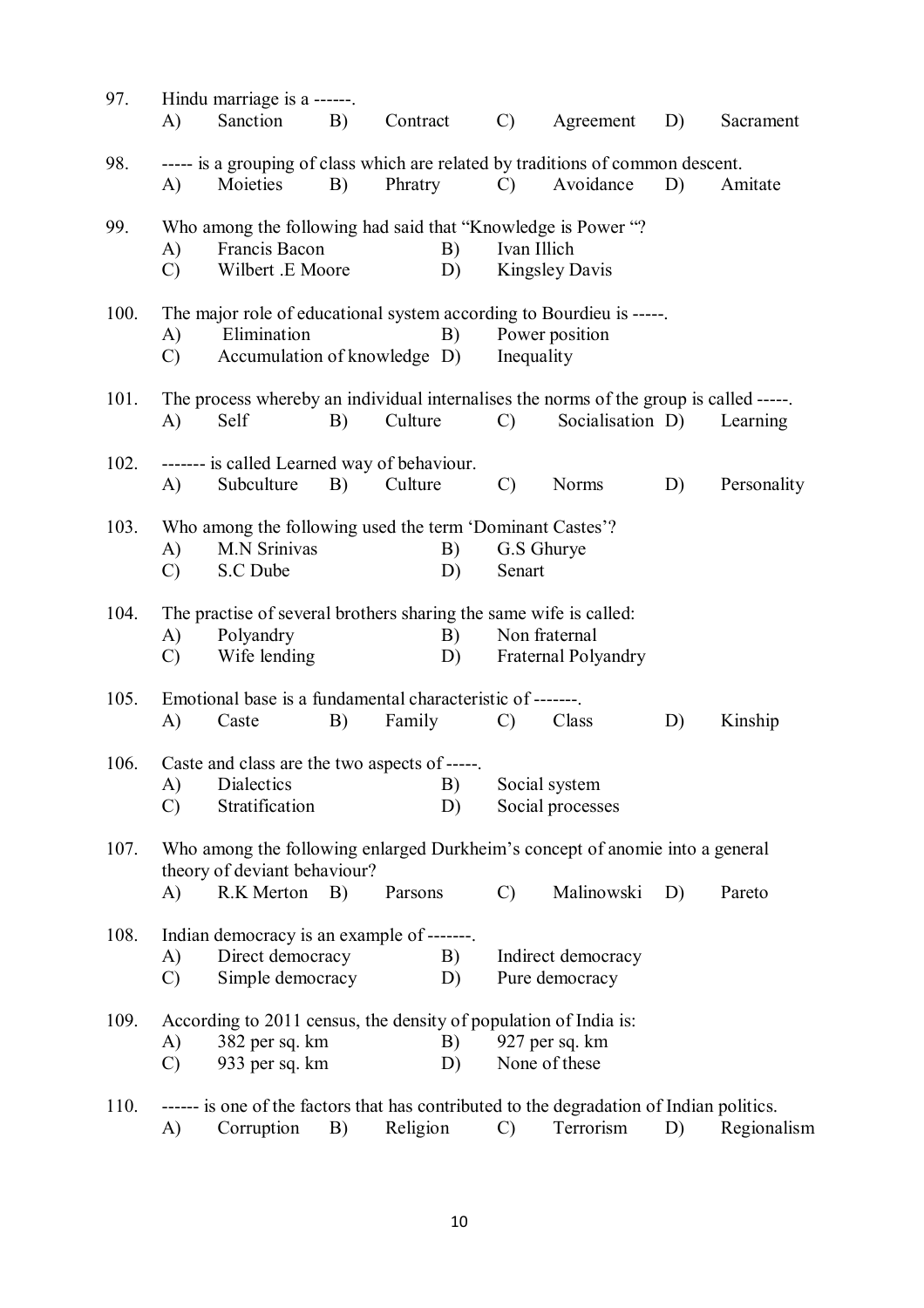97. Hindu marriage is a ------.
   A) Sanction B) Contract C) Agreement D) Sacrament

98. ----- is a grouping of class which are related by traditions of common descent.
   A) Moieties B) Phratry C) Avoidance D) Amitate

99. Who among the following had said that "Knowledge is Power "?
   A) Francis Bacon B) Ivan Illich
   C) Wilbert .E Moore D) Kingsley Davis

100. The major role of educational system according to Bourdieu is -----.
   A) Elimination B) Power position
   C) Accumulation of knowledge D) Inequality

101. The process whereby an individual internalises the norms of the group is called -----.
   A) Self B) Culture C) Socialisation D) Learning

102. ------- is called Learned way of behaviour.
   A) Subculture B) Culture C) Norms D) Personality

103. Who among the following used the term 'Dominant Castes'?
   A) M.N Srinivas B) G.S Ghurye
   C) S.C Dube D) Senart

104. The practise of several brothers sharing the same wife is called:
   A) Polyandry B) Non fraternal
   C) Wife lending D) Fraternal Polyandry

105. Emotional base is a fundamental characteristic of -------.
   A) Caste B) Family C) Class D) Kinship

106. Caste and class are the two aspects of -----.
   A) Dialectics B) Social system
   C) Stratification D) Social processes

107. Who among the following enlarged Durkheim's concept of anomie into a general theory of deviant behaviour?
   A) R.K Merton B) Parsons C) Malinowski D) Pareto

108. Indian democracy is an example of -------.
   A) Direct democracy B) Indirect democracy
   C) Simple democracy D) Pure democracy

109. According to 2011 census, the density of population of India is:
   A) 382 per sq. km B) 927 per sq. km
   C) 933 per sq. km D) None of these

110. ------ is one of the factors that has contributed to the degradation of Indian politics.
   A) Corruption B) Religion C) Terrorism D) Regionalism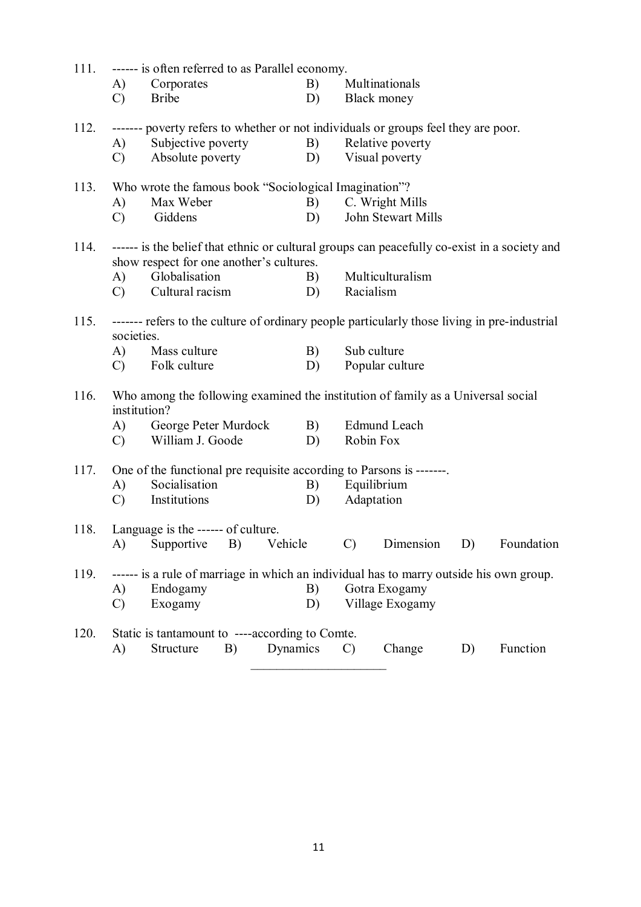111. ------ is often referred to as Parallel economy.
   A) Corporates   B) Multinationals
   C) Bribe   D) Black money

112. ------- poverty refers to whether or not individuals or groups feel they are poor.
   A) Subjective poverty   B) Relative poverty
   C) Absolute poverty   D) Visual poverty

113. Who wrote the famous book "Sociological Imagination"?
   A) Max Weber   B) C. Wright Mills
   C) Giddens   D) John Stewart Mills

114. ------ is the belief that ethnic or cultural groups can peacefully co-exist in a society and show respect for one another's cultures.
   A) Globalisation   B) Multiculturalism
   C) Cultural racism   D) Racialism

115. ------- refers to the culture of ordinary people particularly those living in pre-industrial societies.
   A) Mass culture   B) Sub culture
   C) Folk culture   D) Popular culture

116. Who among the following examined the institution of family as a Universal social institution?
   A) George Peter Murdock   B) Edmund Leach
   C) William J. Goode   D) Robin Fox

117. One of the functional pre requisite according to Parsons is -------.
   A) Socialisation   B) Equilibrium
   C) Institutions   D) Adaptation

118. Language is the ------ of culture.
   A) Supportive   B) Vehicle   C) Dimension   D) Foundation

119. ------ is a rule of marriage in which an individual has to marry outside his own group.
   A) Endogamy   B) Gotra Exogamy
   C) Exogamy   D) Village Exogamy

120. Static is tantamount to ----according to Comte.
   A) Structure   B) Dynamics   C) Change   D) Function

---